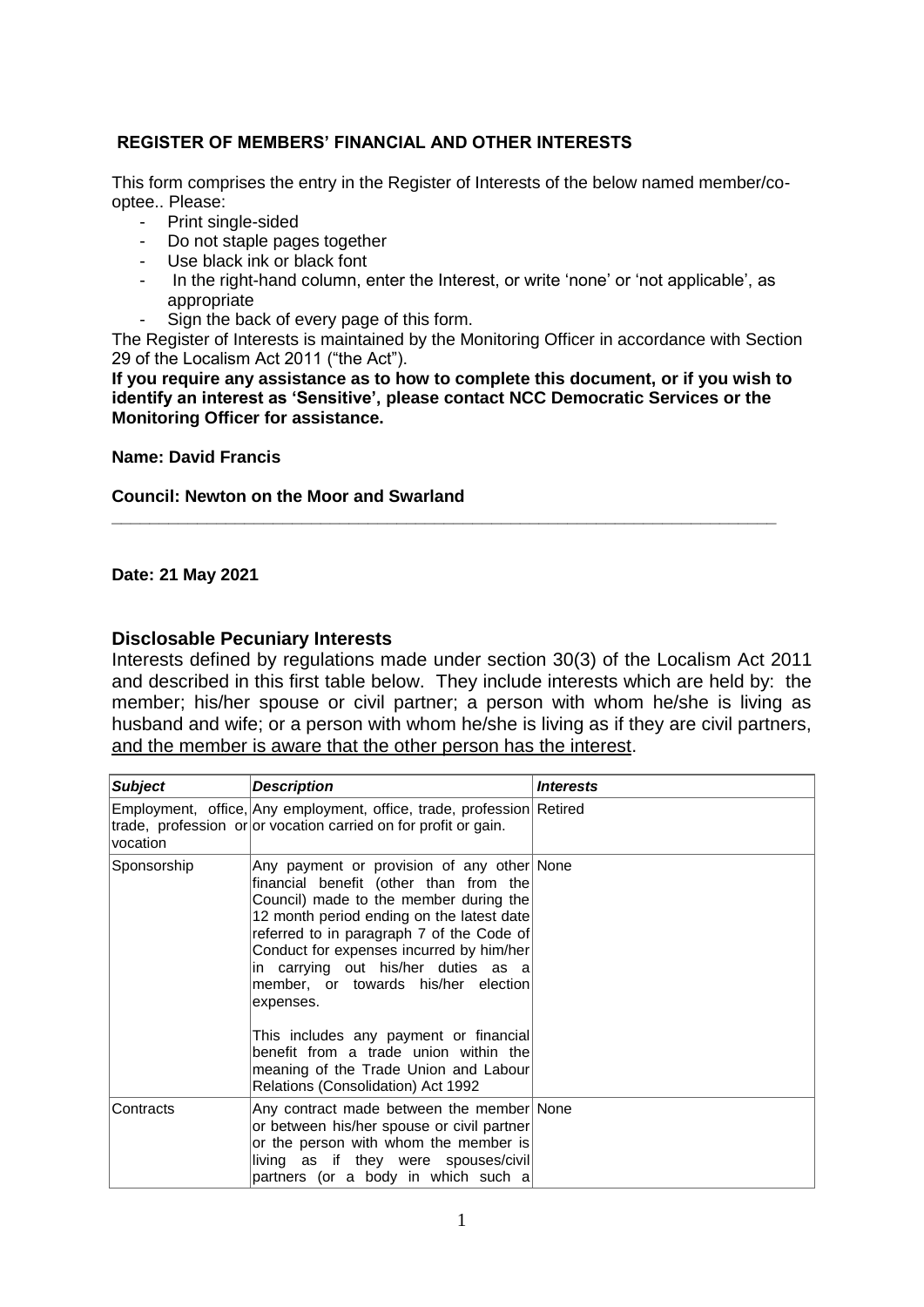**REGISTER OF MEMBERS' FINANCIAL AND OTHER INTERESTS**

This form comprises the entry in the Register of Interests of the below named member/co-optee.. Please:

- Print single-sided
- Do not staple pages together
- Use black ink or black font
- In the right-hand column, enter the Interest, or write 'none' or 'not applicable', as appropriate
- Sign the back of every page of this form.

The Register of Interests is maintained by the Monitoring Officer in accordance with Section 29 of the Localism Act 2011 ("the Act").

**If you require any assistance as to how to complete this document, or if you wish to identify an interest as 'Sensitive', please contact NCC Democratic Services or the Monitoring Officer for assistance.**

**Name: David Francis**

**Council: Newton on the Moor and Swarland**

---

**Date: 21 May 2021**

### Disclosable Pecuniary Interests

Interests defined by regulations made under section 30(3) of the Localism Act 2011 and described in this first table below. They include interests which are held by: the member; his/her spouse or civil partner; a person with whom he/she is living as husband and wife; or a person with whom he/she is living as if they are civil partners, <u>and the member is aware that the other person has the interest</u>.

| ***Subject*** | ***Description*** | ***Interests*** |
|---|---|---|
| Employment, office, trade, profession or vocation | Any employment, office, trade, profession or vocation carried on for profit or gain. | Retired |
| Sponsorship | Any payment or provision of any other financial benefit (other than from the Council) made to the member during the 12 month period ending on the latest date referred to in paragraph 7 of the Code of Conduct for expenses incurred by him/her in carrying out his/her duties as a member, or towards his/her election expenses.<br><br>This includes any payment or financial benefit from a trade union within the meaning of the Trade Union and Labour Relations (Consolidation) Act 1992 | None |
| Contracts | Any contract made between the member or between his/her spouse or civil partner or the person with whom the member is living as if they were spouses/civil partners (or a body in which such a | None |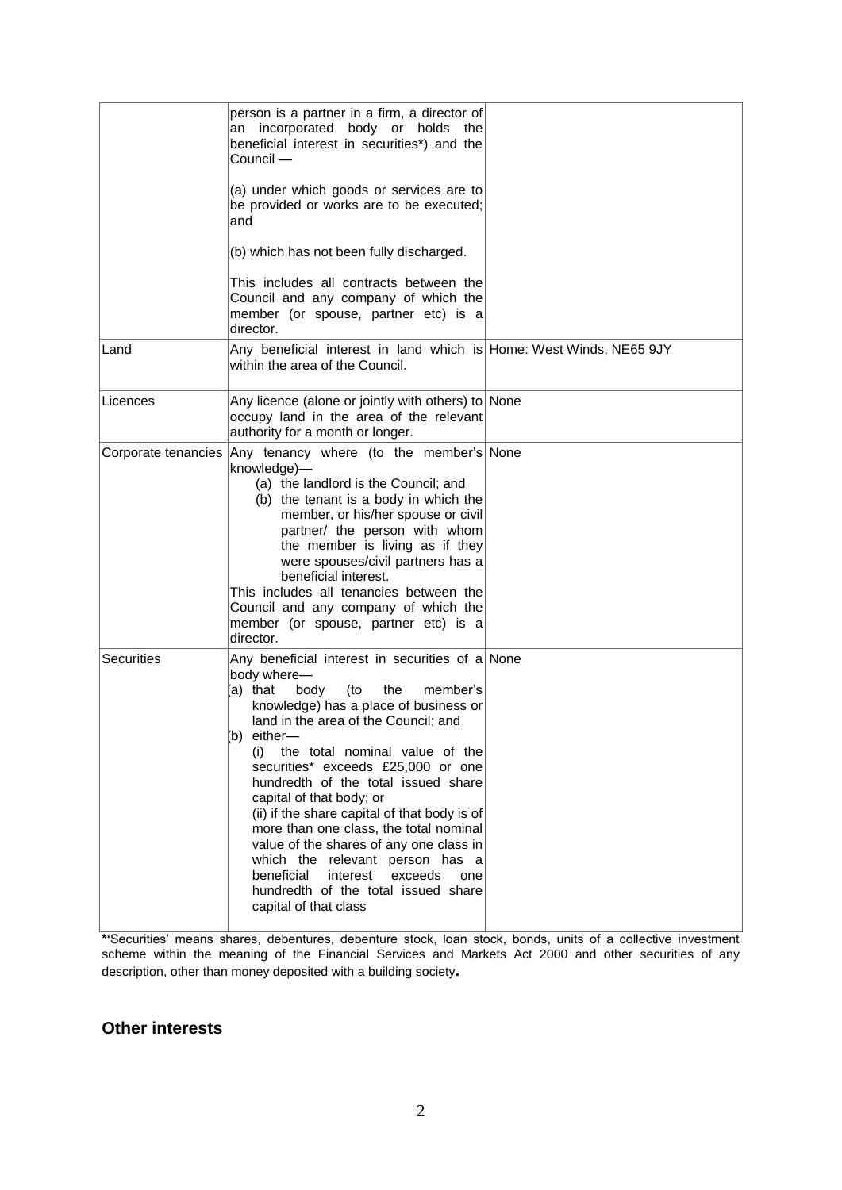| | | |
|---|---|---|
| | person is a partner in a firm, a director of an incorporated body or holds the beneficial interest in securities*) and the Council —<br><br>(a) under which goods or services are to be provided or works are to be executed; and<br><br>(b) which has not been fully discharged.<br><br>This includes all contracts between the Council and any company of which the member (or spouse, partner etc) is a director. | |
| Land | Any beneficial interest in land which is within the area of the Council. | Home: West Winds, NE65 9JY |
| Licences | Any licence (alone or jointly with others) to occupy land in the area of the relevant authority for a month or longer. | None |
| Corporate tenancies | Any tenancy where (to the member's knowledge)—<br>(a) the landlord is the Council; and<br>(b) the tenant is a body in which the member, or his/her spouse or civil partner/ the person with whom the member is living as if they were spouses/civil partners has a beneficial interest.<br>This includes all tenancies between the Council and any company of which the member (or spouse, partner etc) is a director. | None |
| Securities | Any beneficial interest in securities of a body where—<br>(a) that body (to the member's knowledge) has a place of business or land in the area of the Council; and<br>(b) either—<br>(i) the total nominal value of the securities* exceeds £25,000 or one hundredth of the total issued share capital of that body; or<br>(ii) if the share capital of that body is of more than one class, the total nominal value of the shares of any one class in which the relevant person has a beneficial interest exceeds one hundredth of the total issued share capital of that class | None |

*'Securities' means shares, debentures, debenture stock, loan stock, bonds, units of a collective investment scheme within the meaning of the Financial Services and Markets Act 2000 and other securities of any description, other than money deposited with a building society**.**

## Other interests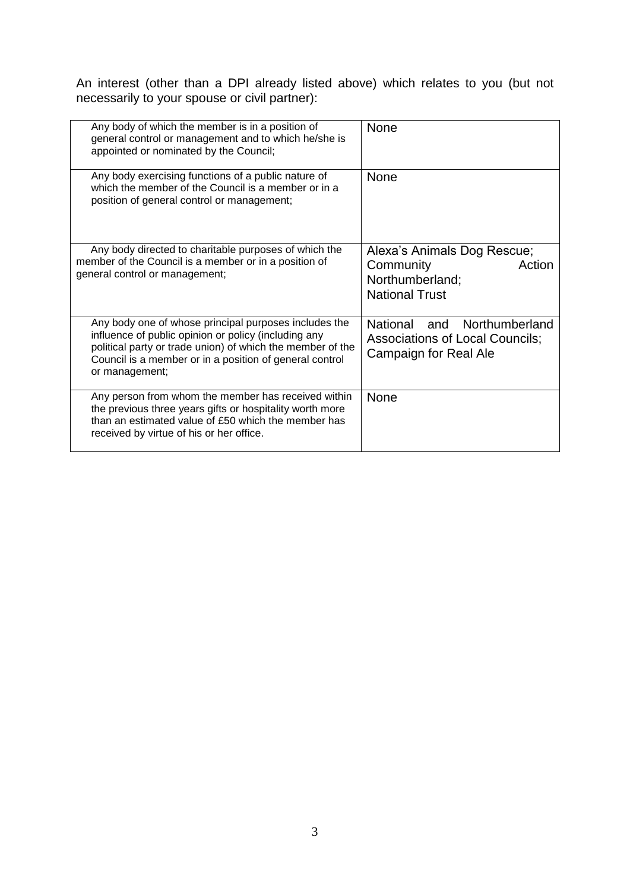An interest (other than a DPI already listed above) which relates to you (but not necessarily to your spouse or civil partner):

| | |
|---|---|
| Any body of which the member is in a position of general control or management and to which he/she is appointed or nominated by the Council; | None |
| Any body exercising functions of a public nature of which the member of the Council is a member or in a position of general control or management; | None |
| Any body directed to charitable purposes of which the member of the Council is a member or in a position of general control or management; | Alexa's Animals Dog Rescue; Community Action Northumberland; National Trust |
| Any body one of whose principal purposes includes the influence of public opinion or policy (including any political party or trade union) of which the member of the Council is a member or in a position of general control or management; | National and Northumberland Associations of Local Councils; Campaign for Real Ale |
| Any person from whom the member has received within the previous three years gifts or hospitality worth more than an estimated value of £50 which the member has received by virtue of his or her office. | None |